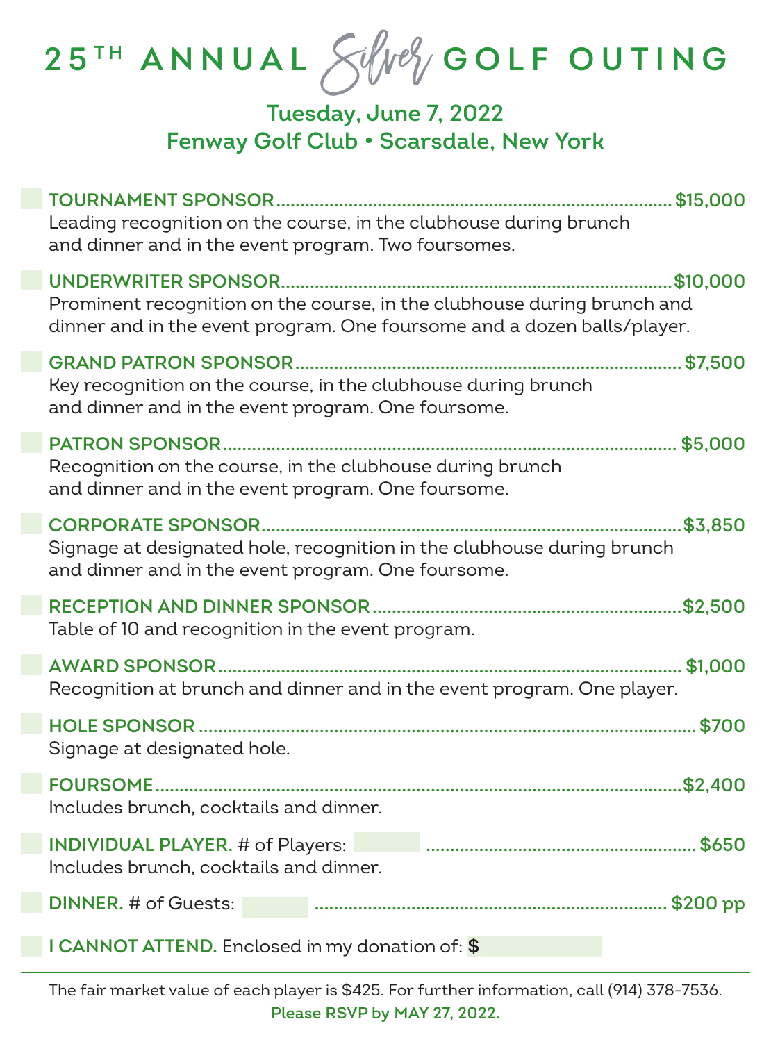# 25TH ANNUAL *Silver* GOLF OUTING

**Tuesday, June 7, 2022**
**Fenway Golf Club • Scarsdale, New York**

---

☐ **TOURNAMENT SPONSOR** .................................................. **$15,000**
Leading recognition on the course, in the clubhouse during brunch and dinner and in the event program. Two foursomes.

☐ **UNDERWRITER SPONSOR** .................................................. **$10,000**
Prominent recognition on the course, in the clubhouse during brunch and dinner and in the event program. One foursome and a dozen balls/player.

☐ **GRAND PATRON SPONSOR** .................................................. **$7,500**
Key recognition on the course, in the clubhouse during brunch and dinner and in the event program. One foursome.

☐ **PATRON SPONSOR** .................................................. **$5,000**
Recognition on the course, in the clubhouse during brunch and dinner and in the event program. One foursome.

☐ **CORPORATE SPONSOR** .................................................. **$3,850**
Signage at designated hole, recognition in the clubhouse during brunch and dinner and in the event program. One foursome.

☐ **RECEPTION AND DINNER SPONSOR** .................................................. **$2,500**
Table of 10 and recognition in the event program.

☐ **AWARD SPONSOR** .................................................. **$1,000**
Recognition at brunch and dinner and in the event program. One player.

☐ **HOLE SPONSOR** .................................................. **$700**
Signage at designated hole.

☐ **FOURSOME** .................................................. **$2,400**
Includes brunch, cocktails and dinner.

☐ **INDIVIDUAL PLAYER.** # of Players: ______ .................................................. **$650**
Includes brunch, cocktails and dinner.

☐ **DINNER.** # of Guests: ______ .................................................. **$200 pp**

☐ **I CANNOT ATTEND.** Enclosed in my donation of: **$** ______

---

The fair market value of each player is $425. For further information, call (914) 378-7536.

**Please RSVP by MAY 27, 2022.**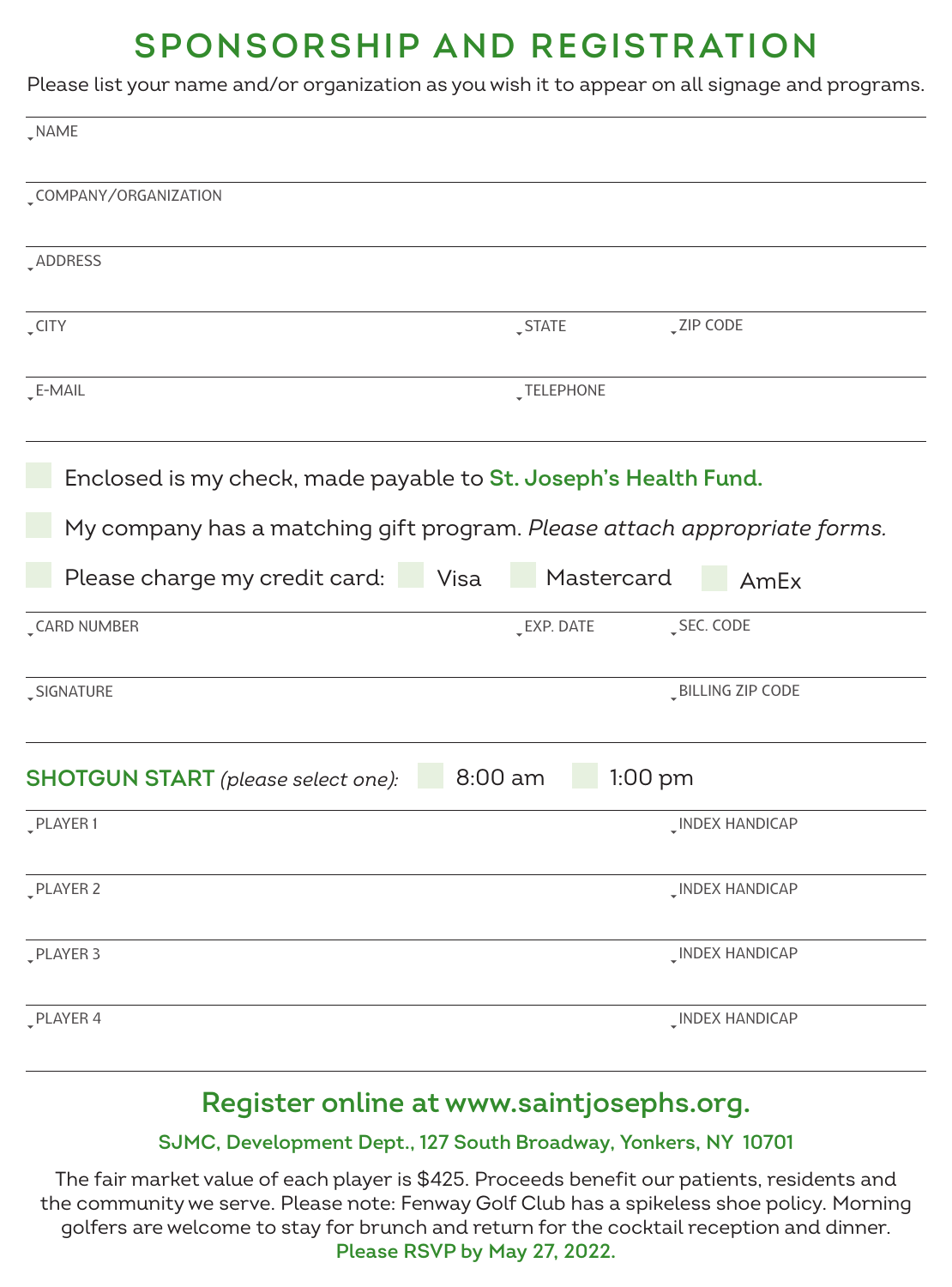# SPONSORSHIP AND REGISTRATION

Please list your name and/or organization as you wish it to appear on all signage and programs.

NAME

COMPANY/ORGANIZATION

ADDRESS

CITY | STATE | ZIP CODE

E-MAIL | TELEPHONE

☐ Enclosed is my check, made payable to **St. Joseph's Health Fund.**

☐ My company has a matching gift program. *Please attach appropriate forms.*

☐ Please charge my credit card: ☐ Visa ☐ Mastercard ☐ AmEx

CARD NUMBER | EXP. DATE | SEC. CODE

SIGNATURE | BILLING ZIP CODE

**SHOTGUN START** *(please select one):* ☐ 8:00 am ☐ 1:00 pm

PLAYER 1 | INDEX HANDICAP

PLAYER 2 | INDEX HANDICAP

PLAYER 3 | INDEX HANDICAP

PLAYER 4 | INDEX HANDICAP

## Register online at www.saintjosephs.org.

**SJMC, Development Dept., 127 South Broadway, Yonkers, NY 10701**

The fair market value of each player is $425. Proceeds benefit our patients, residents and the community we serve. Please note: Fenway Golf Club has a spikeless shoe policy. Morning golfers are welcome to stay for brunch and return for the cocktail reception and dinner.

**Please RSVP by May 27, 2022.**